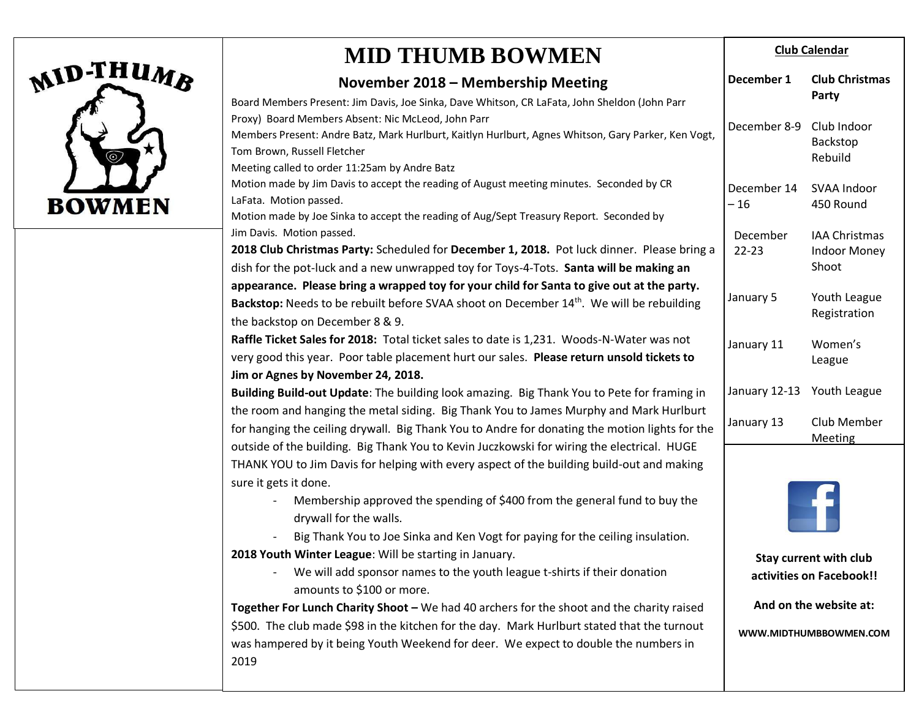# MID THUMB BOWMEN

## November 2018 – Membership Meeting

Board Members Present: Jim Davis, Joe Sinka, Dave Whitson, CR LaFata, John Sheldon (John Parr Proxy) Board Members Absent: Nic McLeod, John Parr

Members Present: Andre Batz, Mark Hurlburt, Kaitlyn Hurlburt, Agnes Whitson, Gary Parker, Ken Vogt, Tom Brown, Russell Fletcher

Meeting called to order 11:25am by Andre Batz

Motion made by Jim Davis to accept the reading of August meeting minutes. Seconded by CR LaFata. Motion passed.

Motion made by Joe Sinka to accept the reading of Aug/Sept Treasury Report. Seconded by Jim Davis. Motion passed.

**2018 Club Christmas Party:** Scheduled for **December 1, 2018.** Pot luck dinner. Please bring a dish for the pot-luck and a new unwrapped toy for Toys-4-Tots. **Santa will be making an appearance. Please bring a wrapped toy for your child for Santa to give out at the party.**

**Backstop:** Needs to be rebuilt before SVAA shoot on December 14th. We will be rebuilding the backstop on December 8 & 9.

**Raffle Ticket Sales for 2018:** Total ticket sales to date is 1,231. Woods-N-Water was not very good this year. Poor table placement hurt our sales. **Please return unsold tickets to Jim or Agnes by November 24, 2018.**

**Building Build-out Update**: The building look amazing. Big Thank You to Pete for framing in the room and hanging the metal siding. Big Thank You to James Murphy and Mark Hurlburt for hanging the ceiling drywall. Big Thank You to Andre for donating the motion lights for the outside of the building. Big Thank You to Kevin Juczkowski for wiring the electrical. HUGE THANK YOU to Jim Davis for helping with every aspect of the building build-out and making sure it gets it done.

- Membership approved the spending of $400 from the general fund to buy the drywall for the walls.
- Big Thank You to Joe Sinka and Ken Vogt for paying for the ceiling insulation.

**2018 Youth Winter League**: Will be starting in January.

- We will add sponsor names to the youth league t-shirts if their donation amounts to $100 or more.

**Together For Lunch Charity Shoot –** We had 40 archers for the shoot and the charity raised $500. The club made $98 in the kitchen for the day. Mark Hurlburt stated that the turnout was hampered by it being Youth Weekend for deer. We expect to double the numbers in 2019

### Club Calendar

| | |
|---|---|
| **December 1** | **Club Christmas Party** |
| December 8-9 | Club Indoor Backstop Rebuild |
| December 14 – 16 | SVAA Indoor 450 Round |
| December 22-23 | IAA Christmas Indoor Money Shoot |
| January 5 | Youth League Registration |
| January 11 | Women's League |
| January 12-13 | Youth League |
| January 13 | Club Member Meeting |

**Stay current with club activities on Facebook!!**

**And on the website at:**

**WWW.MIDTHUMBBOWMEN.COM**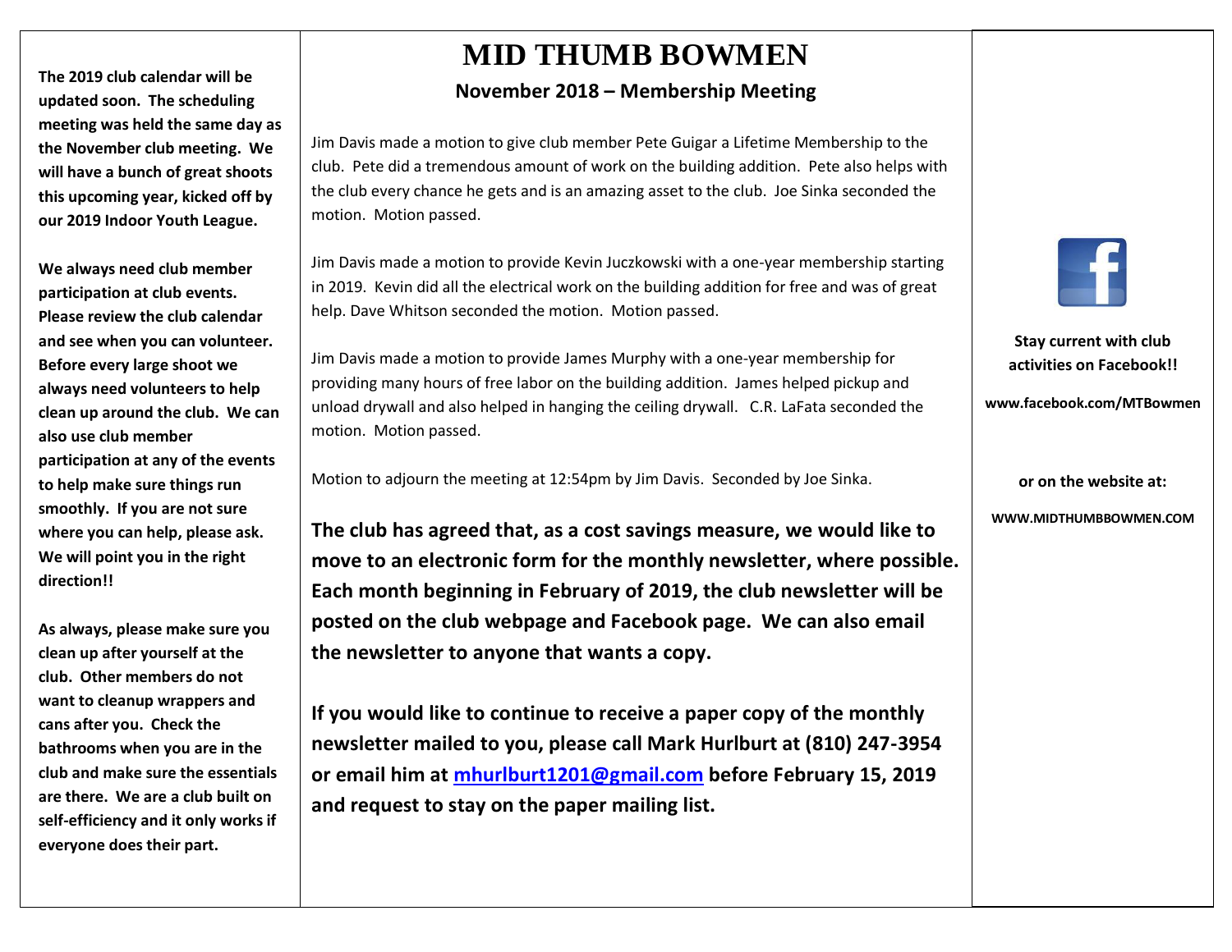# MID THUMB BOWMEN

## November 2018 – Membership Meeting

Jim Davis made a motion to give club member Pete Guigar a Lifetime Membership to the club. Pete did a tremendous amount of work on the building addition. Pete also helps with the club every chance he gets and is an amazing asset to the club. Joe Sinka seconded the motion. Motion passed.

Jim Davis made a motion to provide Kevin Juczkowski with a one-year membership starting in 2019. Kevin did all the electrical work on the building addition for free and was of great help. Dave Whitson seconded the motion. Motion passed.

Jim Davis made a motion to provide James Murphy with a one-year membership for providing many hours of free labor on the building addition. James helped pickup and unload drywall and also helped in hanging the ceiling drywall. C.R. LaFata seconded the motion. Motion passed.

Motion to adjourn the meeting at 12:54pm by Jim Davis. Seconded by Joe Sinka.

**The club has agreed that, as a cost savings measure, we would like to move to an electronic form for the monthly newsletter, where possible. Each month beginning in February of 2019, the club newsletter will be posted on the club webpage and Facebook page. We can also email the newsletter to anyone that wants a copy.**

**If you would like to continue to receive a paper copy of the monthly newsletter mailed to you, please call Mark Hurlburt at (810) 247-3954 or email him at [mhurlburt1201@gmail.com](mailto:mhurlburt1201@gmail.com) before February 15, 2019 and request to stay on the paper mailing list.**

**The 2019 club calendar will be updated soon. The scheduling meeting was held the same day as the November club meeting. We will have a bunch of great shoots this upcoming year, kicked off by our 2019 Indoor Youth League.**

**We always need club member participation at club events. Please review the club calendar and see when you can volunteer. Before every large shoot we always need volunteers to help clean up around the club. We can also use club member participation at any of the events to help make sure things run smoothly. If you are not sure where you can help, please ask. We will point you in the right direction!!**

**As always, please make sure you clean up after yourself at the club. Other members do not want to cleanup wrappers and cans after you. Check the bathrooms when you are in the club and make sure the essentials are there. We are a club built on self-efficiency and it only works if everyone does their part.**

**Stay current with club activities on Facebook!!**

**www.facebook.com/MTBowmen**

**or on the website at:**

**WWW.MIDTHUMBBOWMEN.COM**